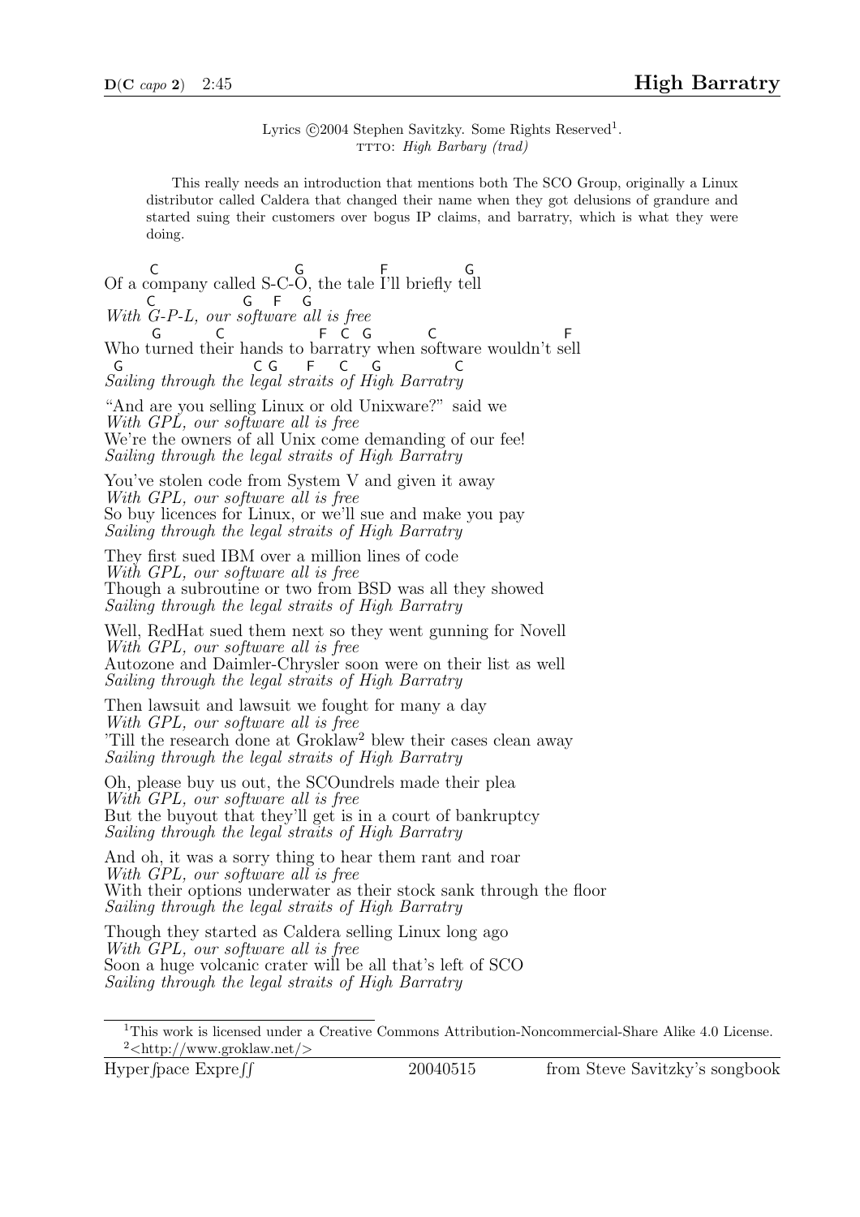**D(C *capo* 2)** 2:45

# High Barratry

Lyrics ©2004 Stephen Savitzky. Some Rights Reserved[1].
TTTO: *High Barbary (trad)*

> This really needs an introduction that mentions both The SCO Group, originally a Linux distributor called Caldera that changed their name when they got delusions of grandure and started suing their customers over bogus IP claims, and barratry, which is what they were doing.

```
  C                    G        F       G
Of a company called S-C-O, the tale I'll briefly tell
   C            G   F   G
With G-P-L, our software all is free
   G         C                  F  C  G          C                 F
Who turned their hands to barratry when software wouldn't sell
 G                     C G    F   C   G             C
Sailing through the legal straits of High Barratry
```

"And are you selling Linux or old Unixware?" said we
*With GPL, our software all is free*
We're the owners of all Unix come demanding of our fee!
*Sailing through the legal straits of High Barratry*

You've stolen code from System V and given it away
*With GPL, our software all is free*
So buy licences for Linux, or we'll sue and make you pay
*Sailing through the legal straits of High Barratry*

They first sued IBM over a million lines of code
*With GPL, our software all is free*
Though a subroutine or two from BSD was all they showed
*Sailing through the legal straits of High Barratry*

Well, RedHat sued them next so they went gunning for Novell
*With GPL, our software all is free*
Autozone and Daimler-Chrysler soon were on their list as well
*Sailing through the legal straits of High Barratry*

Then lawsuit and lawsuit we fought for many a day
*With GPL, our software all is free*
'Till the research done at Groklaw[2] blew their cases clean away
*Sailing through the legal straits of High Barratry*

Oh, please buy us out, the SCOundrels made their plea
*With GPL, our software all is free*
But the buyout that they'll get is in a court of bankruptcy
*Sailing through the legal straits of High Barratry*

And oh, it was a sorry thing to hear them rant and roar
*With GPL, our software all is free*
With their options underwater as their stock sank through the floor
*Sailing through the legal straits of High Barratry*

Though they started as Caldera selling Linux long ago
*With GPL, our software all is free*
Soon a huge volcanic crater will be all that's left of SCO
*Sailing through the legal straits of High Barratry*

---

[1] This work is licensed under a Creative Commons Attribution-Noncommercial-Share Alike 4.0 License.
[2] <http://www.groklaw.net/>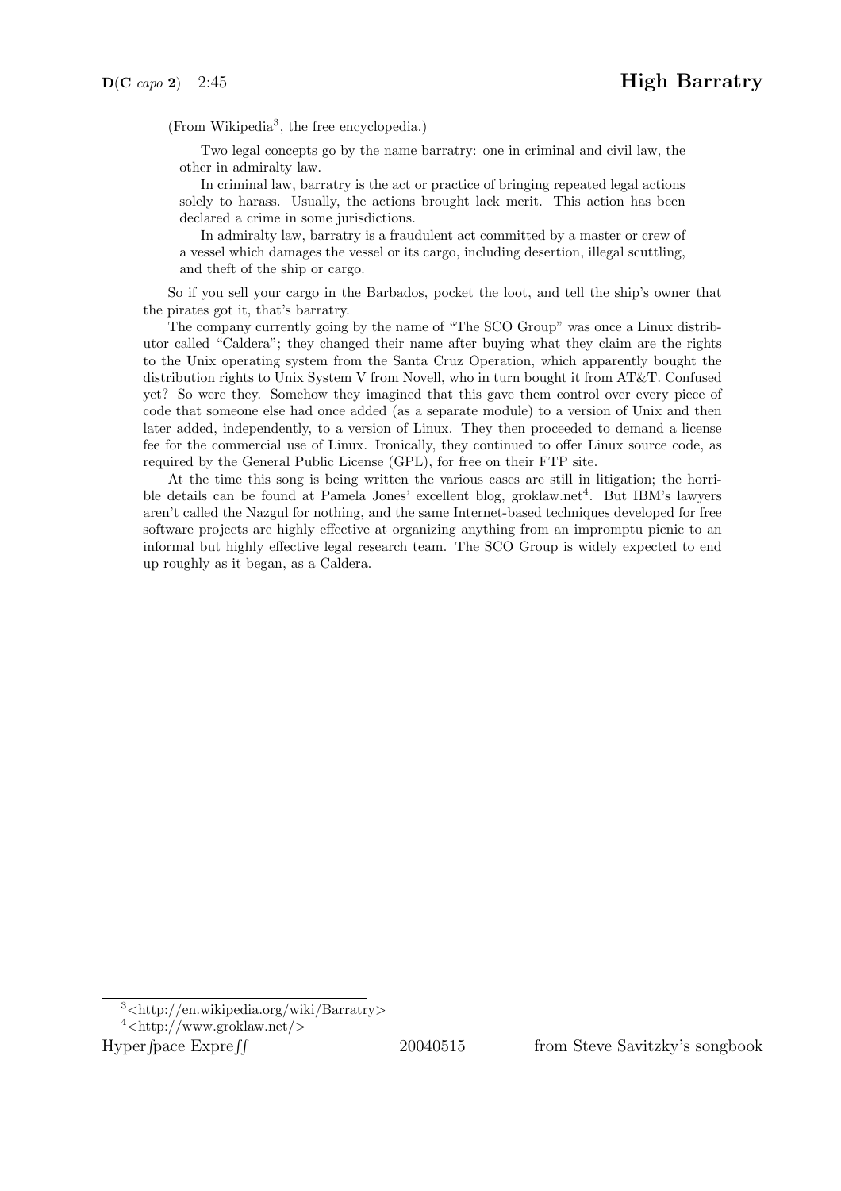(From Wikipedia[3], the free encyclopedia.)

> Two legal concepts go by the name barratry: one in criminal and civil law, the other in admiralty law.
>
> In criminal law, barratry is the act or practice of bringing repeated legal actions solely to harass. Usually, the actions brought lack merit. This action has been declared a crime in some jurisdictions.
>
> In admiralty law, barratry is a fraudulent act committed by a master or crew of a vessel which damages the vessel or its cargo, including desertion, illegal scuttling, and theft of the ship or cargo.

So if you sell your cargo in the Barbados, pocket the loot, and tell the ship's owner that the pirates got it, that's barratry.

The company currently going by the name of "The SCO Group" was once a Linux distributor called "Caldera"; they changed their name after buying what they claim are the rights to the Unix operating system from the Santa Cruz Operation, which apparently bought the distribution rights to Unix System V from Novell, who in turn bought it from AT&T. Confused yet? So were they. Somehow they imagined that this gave them control over every piece of code that someone else had once added (as a separate module) to a version of Unix and then later added, independently, to a version of Linux. They then proceeded to demand a license fee for the commercial use of Linux. Ironically, they continued to offer Linux source code, as required by the General Public License (GPL), for free on their FTP site.

At the time this song is being written the various cases are still in litigation; the horrible details can be found at Pamela Jones' excellent blog, groklaw.net[4]. But IBM's lawyers aren't called the Nazgul for nothing, and the same Internet-based techniques developed for free software projects are highly effective at organizing anything from an impromptu picnic to an informal but highly effective legal research team. The SCO Group is widely expected to end up roughly as it began, as a Caldera.

---

[3] <http://en.wikipedia.org/wiki/Barratry>

[4] <http://www.groklaw.net/>